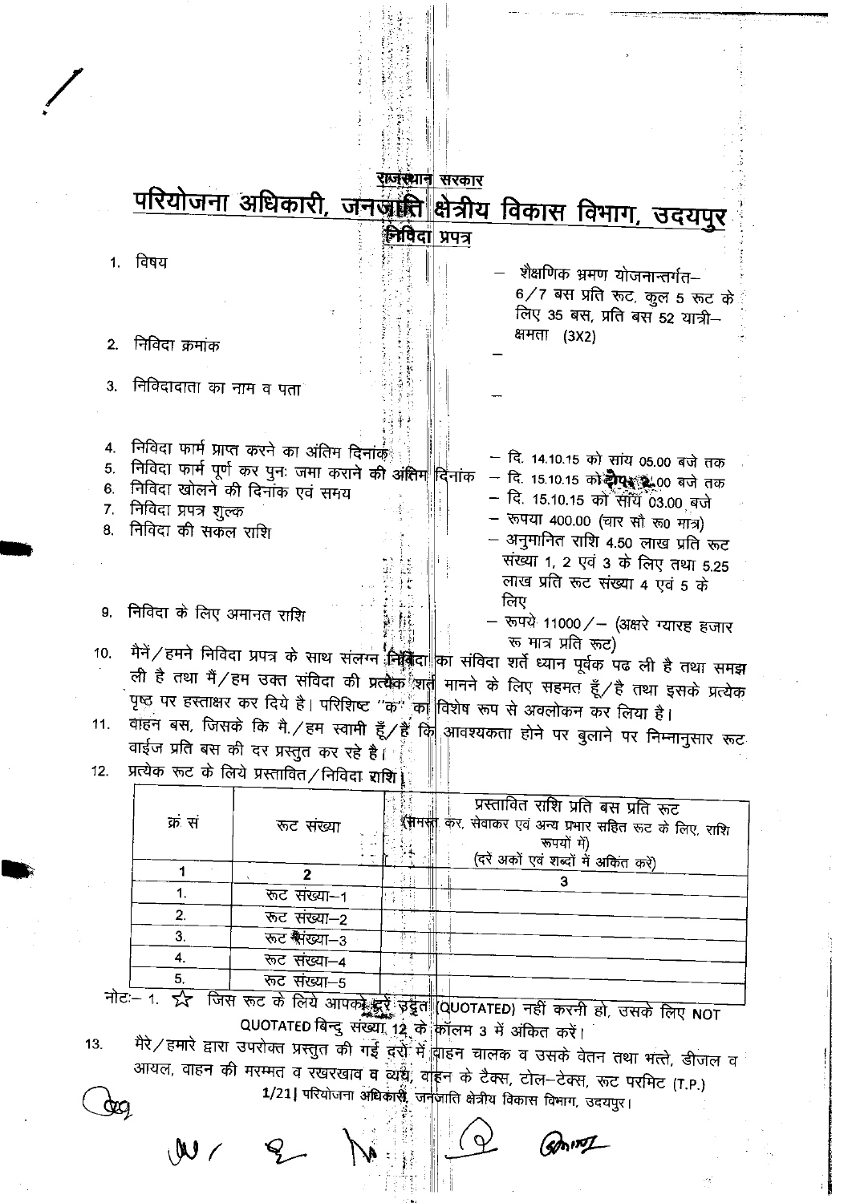राजस्थान सरकार

# परियोजना अधिकारी, जनजाति क्षेत्रीय विकास विभाग, उदयपुर

## निविदा प्रपत्र

1. विषय — शैक्षणिक भ्रमण योजनान्तर्गत– 6/7 बस प्रति रूट, कुल 5 रूट के लिए 35 बस, प्रति बस 52 यात्री–क्षमता (3X2)
2. निविदा क्रमांक —
3. निविदादाता का नाम व पता —
4. निविदा फार्म प्राप्त करने का अंतिम दिनांक — दि. 14.10.15 को सांय 05.00 बजे तक
5. निविदा फार्म पूर्ण कर पुनः जमा कराने की अंतिम दिनांक — दि. 15.10.15 को दोप. 2.00 बजे तक
6. निविदा खोलने की दिनांक एवं समय — दि. 15.10.15 को सांय 03.00 बजे
7. निविदा प्रपत्र शुल्क — रूपया 400.00 (चार सौ रू0 मात्र)
8. निविदा की सकल राशि — अनुमानित राशि 4.50 लाख प्रति रूट संख्या 1, 2 एवं 3 के लिए तथा 5.25 लाख प्रति रूट संख्या 4 एवं 5 के लिए
9. निविदा के लिए अमानत राशि — रूपये 11000/– (अक्षरे ग्यारह हजार रू मात्र प्रति रूट)
10. मैनें/हमने निविदा प्रपत्र के साथ संलग्न निविदा का संविदा शर्ते ध्यान पूर्वक पढ ली है तथा समझ ली है तथा मैं/हम उक्त संविदा की प्रत्येक शर्त मानने के लिए सहमत हूँ/है तथा इसके प्रत्येक पृष्ठ पर हस्ताक्षर कर दिये है। परिशिष्ट "क" का विशेष रूप से अवलोकन कर लिया है।
11. वाहन बस, जिसके कि मै./हम स्वामी हूँ/है कि आवश्यकता होने पर बुलाने पर निम्नानुसार रूट वाईज प्रति बस की दर प्रस्तुत कर रहे है।
12. प्रत्येक रूट के लिये प्रस्तावित/निविदा राशि।

| क्रं सं | रूट संख्या | प्रस्तावित राशि प्रति बस प्रति रूट (समस्त कर, सेवाकर एवं अन्य प्रभार सहित रूट के लिए, राशि रूपयों में) (दरें अकों एवं शब्दों में अंकित करें) |
|---|---|---|
| 1 | 2 | 3 |
| 1. | रूट संख्या–1 | |
| 2. | रूट संख्या–2 | |
| 3. | रूट संख्या–3 | |
| 4. | रूट संख्या–4 | |
| 5. | रूट संख्या–5 | |

नोटः– 1. ☆ जिस रूट के लिये आपको दरें उद्धृत (QUOTATED) नहीं करनी हो, उसके लिए NOT QUOTATED बिन्दु संख्या 12 के कॉलम 3 में अंकित करें।

13. मैरे/हमारे द्वारा उपरोक्त प्रस्तुत की गई दरों में वाहन चालक व उसके वेतन तथा भत्ते, डीजल व आयल, वाहन की मरम्मत व रखरखाव व व्यय, वाहन के टैक्स, टोल–टेक्स, रूट परमिट (T.P.)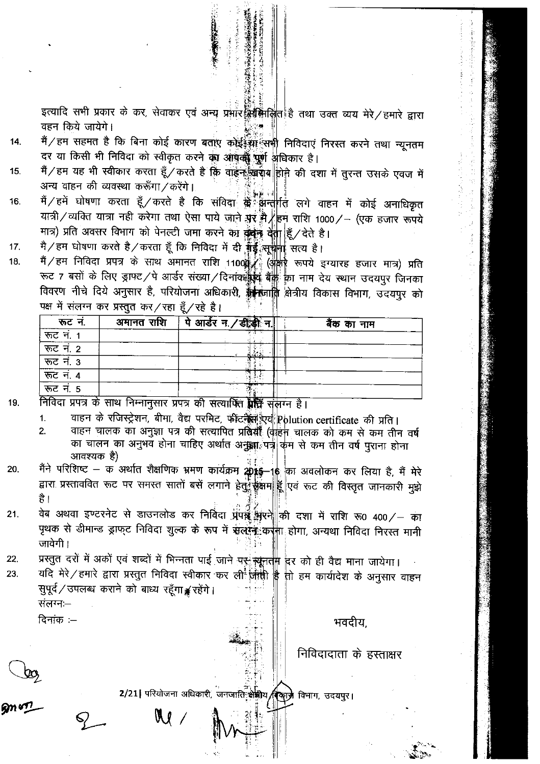इत्यादि सभी प्रकार के कर, सेवाकर एवं अन्य प्रभार सम्मिलित है तथा उक्त व्यय मेरे/हमारे द्वारा वहन किये जायेगे।

14. मैं/हम सहमत है कि बिना कोई कारण बताए कोई या सभी निविदाएं निरस्त करने तथा न्यूनतम दर या किसी भी निविदा को स्वीकृत करने का आपको पूर्ण अधिकार है।
15. मैं/हम यह भी स्वीकार करता हूँ/करते है कि वाहन खराब होने की दशा में तुरन्त उसके एवज में अन्य वाहन की व्यवस्था करूँगा/करेंगे।
16. मैं/हमें घोषणा करता हूँ/करते है कि संविदा के अन्तर्गत लगे वाहन में कोई अनाधिकृत यात्री/व्यक्ति यात्रा नही करेगा तथा ऐसा पाये जाने पर मैं/हम राशि 1000/- (एक हजार रूपये मात्र) प्रति अवसर विभाग को पेनल्टी जमा करने का वचन देता हूँ/देते है।
17. मै/हम घोषणा करते है/करता हूँ कि निविदा में दी गई सूचना सत्य है।
18. मैं/हम निविदा प्रपत्र के साथ अमानत राशि 11000/- (अक्षरे रूपये इग्यारह हजार मात्र) प्रति रूट 7 बसों के लिए ड्राफ्ट/पे आर्डर संख्या/दिनांक एवं बैंक का नाम देय स्थान उदयपुर जिनका विवरण नीचे दिये अनुसार है, परियोजना अधिकारी, जनजाति क्षेत्रीय विकास विभाग, उदयपुर को पक्ष में संलग्न कर प्रस्तुत कर/रहा हूँ/रहे है।

| रूट नं. | अमानत राशि | पे आर्डर न./डी.डी न. | बैंक का नाम |
|---|---|---|---|
| रूट नं. 1 | | | |
| रूट नं. 2 | | | |
| रूट नं. 3 | | | |
| रूट नं. 4 | | | |
| रूट नं. 5 | | | |

19. निविदा प्रपत्र के साथ निम्नानुसार प्रपत्र की सत्यापित प्रति संलग्न है।
    1. वाहन के रजिस्ट्रेशन, बीमा, वैद्य परमिट, फीटनेस एवं Polution certificate की प्रति।
    2. वाहन चालक का अनुज्ञा पत्र की सत्यापित प्रतियाँ (वाहन चालक को कम से कम तीन वर्ष का चालन का अनुभव होना चाहिए अर्थात अनुज्ञा पत्र कम से कम तीन वर्ष पुराना होना आवश्यक है)
20. मैने परिशिष्ट – क अर्थात शैक्षणिक भ्रमण कार्यक्रम 2015–16 का अवलोकन कर लिया है, मैं मेरे द्वारा प्रस्तावित रूट पर समस्त सातों बसें लगाने हेतु सक्षम हूँ एवं रूट की विस्तृत जानकारी मुझे है।
21. वेब अथवा इण्टरनेट से डाउनलोड कर निविदा प्रपत्र भरने की दशा में राशि रू0 400/- का पृथक से डीमान्ड ड्राफ्ट निविदा शुल्क के रूप में संलग्न करना होगा, अन्यथा निविदा निरस्त मानी जावेगी।
22. प्रस्तुत दरों में अकों एवं शब्दों में भिन्नता पाई जाने पर न्यूनतम दर को ही वैद्य माना जायेगा।
23. यदि मेरे/हमारे द्वारा प्रस्तुत निविदा स्वीकार कर ली जाती है तो हम कार्यादेश के अनुसार वाहन सुपुर्द/उपलब्ध कराने को बाध्य रहूँगा/रहेंगे।

संलग्नः–

दिनांक :–

भवदीय,

निविदादाता के हस्ताक्षर

परियोजना अधिकारी, जनजाति क्षेत्रीय विकास विभाग, उदयपुर।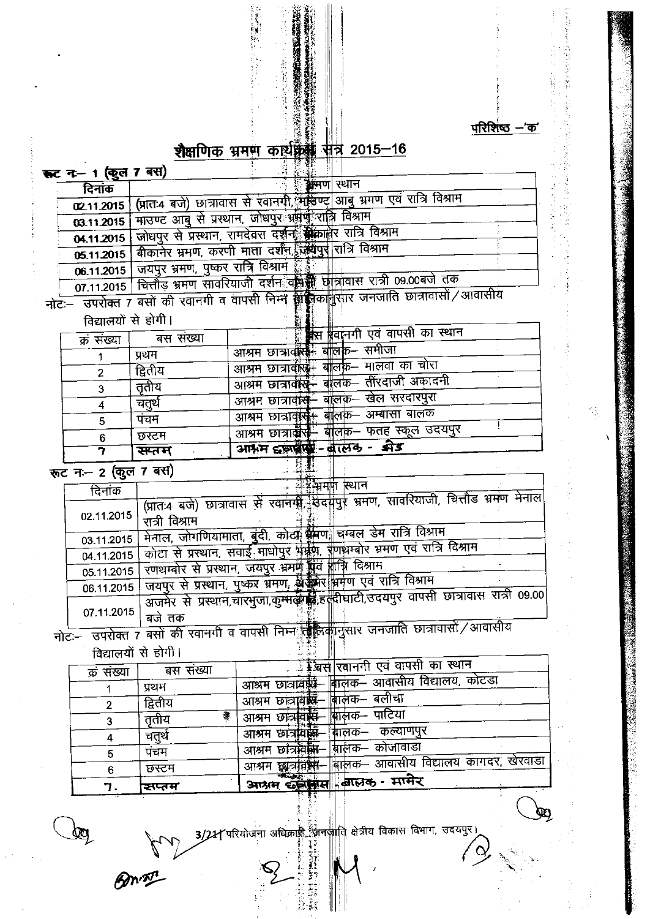परिशिष्ठ –'क'

## शैक्षणिक भ्रमण कार्यक्रम सत्र 2015–16

**रूट नः– 1 (कुल 7 बस)**

| दिनांक | भ्रमण स्थान |
|---|---|
| 02.11.2015 | (प्रातः4 बजे) छात्रावास से रवानगी, माउण्ट आबु भ्रमण एवं रात्रि विश्राम |
| 03.11.2015 | माउण्ट आबु से प्रस्थान, जोधपुर भ्रमण रात्रि विश्राम |
| 04.11.2015 | जोधपुर से प्रस्थान, रामदेवरा दर्शन, बीकानेर रात्रि विश्राम |
| 05.11.2015 | बीकानेर भ्रमण, करणी माता दर्शन, जयपुर रात्रि विश्राम |
| 06.11.2015 | जयपुर भ्रमण, पुष्कर रात्रि विश्राम |
| 07.11.2015 | चित्तौड़ भ्रमण सावरियाजी दर्शन वापसी छात्रावास रात्री 09.00बजे तक |

नोटः– उपरोक्त 7 बसों की रवानगी व वापसी निम्न तालिकानुसार जनजाति छात्रावासों/आवासीय विद्यालयों से होगी।

| क्रं संख्या | बस संख्या | बस रवानगी एवं वापसी का स्थान |
|---|---|---|
| 1 | प्रथम | आश्रम छात्रावास– बालक– समीजा |
| 2 | द्वितीय | आश्रम छात्रावास– बालक– मालवा का चोरा |
| 3 | तृतीय | आश्रम छात्रावास– बालक– तींरदाजी अकादमी |
| 4 | चतुर्थ | आश्रम छात्रावास– बालक– खेल सरदारपुरा |
| 5 | पंचम | आश्रम छात्रावास– बालक– अम्बासा बालक |
| 6 | छस्टम | आश्रम छात्रावास– बालक– फतह स्कूल उदयपुर |
| 7 | सप्तम | आश्रम छात्रावास - बालक - ओड |

**रूट नः– 2 (कुल 7 बस)**

| दिनांक | भ्रमण स्थान |
|---|---|
| 02.11.2015 | (प्रातः4 बजे) छात्रावास से रवानगी, उदयपुर भ्रमण, सावरियाजी, चित्तौड भ्रमण मेनाल रात्री विश्राम |
| 03.11.2015 | मेनाल, जोगणियामाता, बुंदी, कोटा भ्रमण, चम्बल डेम रात्रि विश्राम |
| 04.11.2015 | कोटा से प्रस्थान, सवाई माधोपुर भ्रमण, रणथम्बोर भ्रमण एवं रात्रि विश्राम |
| 05.11.2015 | रणथम्बोर से प्रस्थान, जयपुर भ्रमण एवं रात्रि विश्राम |
| 06.11.2015 | जयपुर से प्रस्थान, पुष्कर भ्रमण, अजमेर भ्रमण एवं रात्रि विश्राम |
| 07.11.2015 | अजमेर से प्रस्थान,चारभुजा,कुम्भलगढ़,हल्दीघाटी,उदयपुर वापसी छात्रावास रात्री 09.00 बजे तक |

नोटः– उपरोक्त 7 बसों की रवानगी व वापसी निम्न तालिकानुसार जनजाति छात्रावासों/आवासीय विद्यालयों से होगी।

| क्रं संख्या | बस संख्या | बस रवानगी एवं वापसी का स्थान |
|---|---|---|
| 1 | प्रथम | आश्रम छात्रावास– बालक– आवासीय विद्यालय, कोटडा |
| 2 | द्वितीय | आश्रम छात्रावास– बालक– बलीचा |
| 3 | तृतीय | आश्रम छात्रावास– बालक– पाटिया |
| 4 | चतुर्थ | आश्रम छात्रावास– बालक– कल्याणपुर |
| 5 | पंचम | आश्रम छात्रावास– बालक– कोजावाडा |
| 6 | छस्टम | आश्रम छात्रावास– बालक– आवासीय विद्यालय कागदर, खेरवाडा |
| 7. | सप्तम | आश्रम छात्रावास - बालक - मामेर |

3/21 परियोजना अधिकारी, जनजाति क्षेत्रीय विकास विभाग, उदयपुर।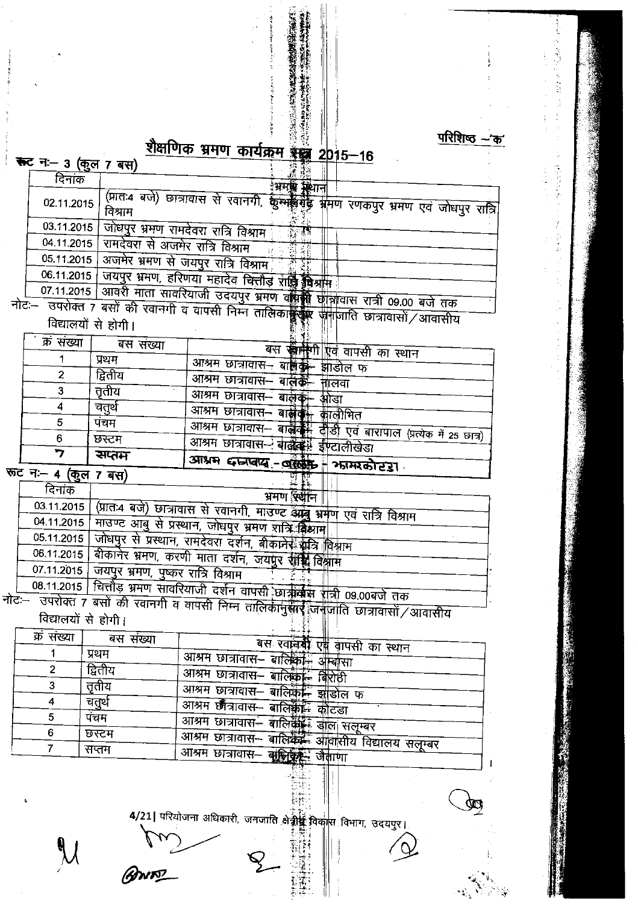परिशिष्ट –'क'

## शैक्षणिक भ्रमण कार्यक्रम सत्र 2015–16

**रूट नः– 3 (कुल 7 बस)**

| दिनांक | भ्रमण स्थान |
|---|---|
| 02.11.2015 | (प्रातः4 बजे) छात्रावास से रवानगी, कुम्भलगढ़ भ्रमण रणकपुर भ्रमण एवं जोधपुर रात्रि विश्राम |
| 03.11.2015 | जोधपुर भ्रमण रामदेवरा रात्रि विश्राम |
| 04.11.2015 | रामदेवरा से अजमेर रात्रि विश्राम |
| 05.11.2015 | अजमेर भ्रमण से जयपुर रात्रि विश्राम |
| 06.11.2015 | जयपुर भ्रमण, हरिणया महादेव चित्तौड़ रात्रि विश्राम |
| 07.11.2015 | आवरी माता सावरियाजी उदयपुर भ्रमण वापसी छात्रावास रात्री 09.00 बजे तक |

नोटः– उपरोक्त 7 बसों की रवानगी व वापसी निम्न तालिकानुसार जनजाति छात्रावासों/आवासीय विद्यालयों से होगी।

| क्र संख्या | बस संख्या | बस रवानगी एवं वापसी का स्थान |
|---|---|---|
| 1 | प्रथम | आश्रम छात्रावास– बालक– झाडोल फ |
| 2 | द्वितीय | आश्रम छात्रावास– बालक– तालवा |
| 3 | तृतीय | आश्रम छात्रावास– बालक– ओडा |
| 4 | चतुर्थ | आश्रम छात्रावास– बालक– कालीभित |
| 5 | पंचम | आश्रम छात्रावास– बालक– टीडी एवं बारापाल (प्रत्येक में 25 छात्र) |
| 6 | छस्टम | आश्रम छात्रावास– बालक– ईण्टालीखेडा |
| 7 | सप्तम | आश्रम छात्रावास– बालक– झामरकोटड़ा |

**रूट नः– 4 (कुल 7 बस)**

| दिनांक | भ्रमण स्थान |
|---|---|
| 03.11.2015 | (प्रातः4 बजे) छात्रावास से रवानगी, माउण्ट आबु भ्रमण एवं रात्रि विश्राम |
| 04.11.2015 | माउण्ट आबु से प्रस्थान, जोधपुर भ्रमण रात्रि विश्राम |
| 05.11.2015 | जोधपुर से प्रस्थान, रामदेवरा दर्शन, बीकानेर रात्रि विश्राम |
| 06.11.2015 | बीकानेर भ्रमण, करणी माता दर्शन, जयपुर रात्रि विश्राम |
| 07.11.2015 | जयपुर भ्रमण, पुष्कर रात्रि विश्राम |
| 08.11.2015 | चित्तौड़ भ्रमण सावरियाजी दर्शन वापसी छात्रावास रात्री 09.00बजे तक |

नोटः– उपरोक्त 7 बसों की रवानगी व वापसी निम्न तालिकानुसार जनजाति छात्रावासों/आवासीय विद्यालयों से होगी।

| क्र संख्या | बस संख्या | बस रवानगी एवं वापसी का स्थान |
|---|---|---|
| 1 | प्रथम | आश्रम छात्रावास– बालिका– अम्बासा |
| 2 | द्वितीय | आश्रम छात्रावास– बालिका– बिरोठी |
| 3 | तृतीय | आश्रम छात्रावास– बालिका– झाडोल फ |
| 4 | चतुर्थ | आश्रम छात्रावास– बालिका– कोटडा |
| 5 | पंचम | आश्रम छात्रावास– बालिका– डाल सलूम्बर |
| 6 | छस्टम | आश्रम छात्रावास– बालिका– आवासीय विद्यालय सलूम्बर |
| 7 | सप्तम | आश्रम छात्रावास– बालिका– जैताणा |

4/21| परियोजना अधिकारी, जनजाति क्षेत्रीय विकास विभाग, उदयपुर।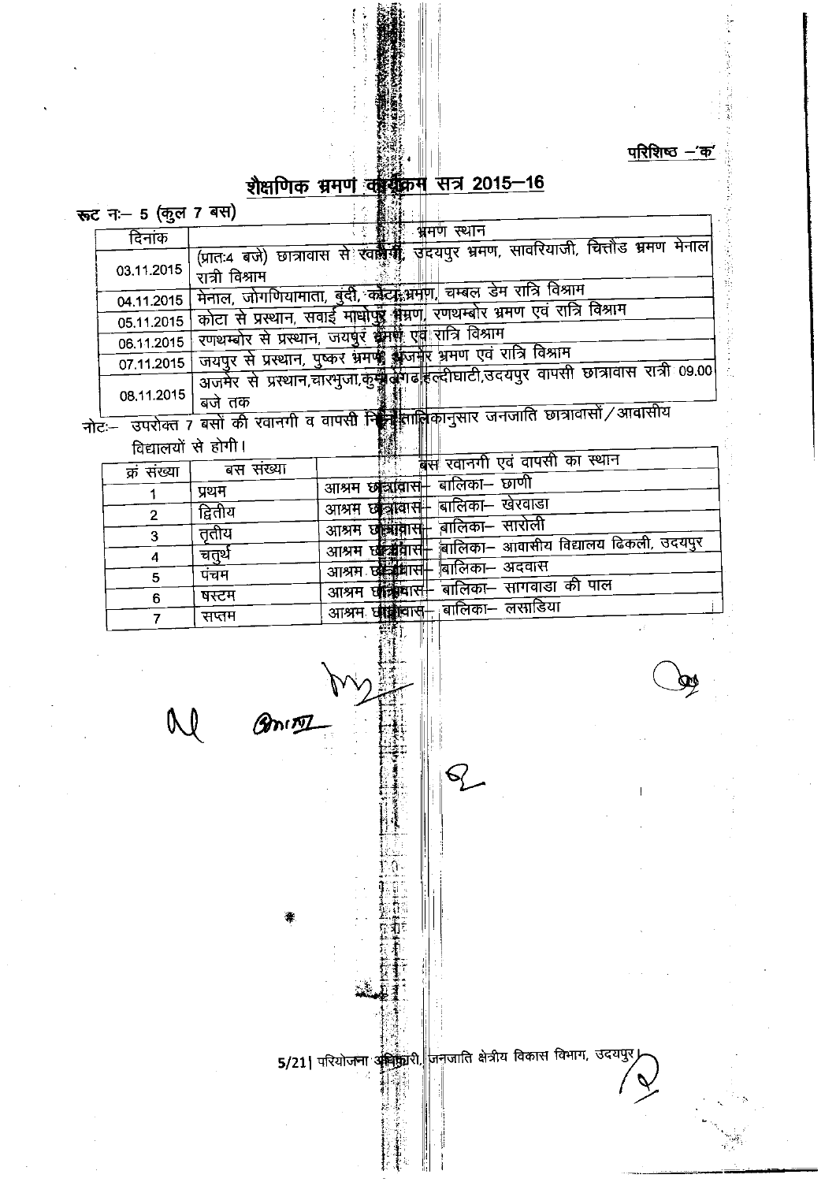परिशिष्ठ –'क'

## शैक्षणिक भ्रमण कार्यक्रम सत्र 2015–16

**रूट नः– 5 (कुल 7 बस)**

| दिनांक | भ्रमण स्थान |
|---|---|
| 03.11.2015 | (प्रातः4 बजे) छात्रावास से रवानगी, उदयपुर भ्रमण, सावरियाजी, चित्तौड भ्रमण मेनाल रात्री विश्राम |
| 04.11.2015 | मेनाल, जोगणियामाता, बुंदी, कोटा भ्रमण, चम्बल डेम रात्रि विश्राम |
| 05.11.2015 | कोटा से प्रस्थान, सवाई माधोपुर भ्रमण, रणथम्बोर भ्रमण एवं रात्रि विश्राम |
| 06.11.2015 | रणथम्बोर से प्रस्थान, जयपुर भ्रमण एवं रात्रि विश्राम |
| 07.11.2015 | जयपुर से प्रस्थान, पुष्कर भ्रमण, अजमेर भ्रमण एवं रात्रि विश्राम |
| 08.11.2015 | अजमेर से प्रस्थान,चारभुजा,कुम्भलगढ,हल्दीघाटी,उदयपुर वापसी छात्रावास रात्री 09.00 बजे तक |

नोटः– उपरोक्त 7 बसों की रवानगी व वापसी निम्न तालिकानुसार जनजाति छात्रावासों/आवासीय विद्यालयों से होगी।

| क्रं संख्या | बस संख्या | बस रवानगी एवं वापसी का स्थान |
|---|---|---|
| 1 | प्रथम | आश्रम छात्रावास– बालिका– छाणी |
| 2 | द्वितीय | आश्रम छात्रावास– बालिका– खेरवाडा |
| 3 | तृतीय | आश्रम छात्रावास– बालिका– सारोली |
| 4 | चतुर्थ | आश्रम छात्रावास– बालिका– आवासीय विद्यालय ढिकली, उदयपुर |
| 5 | पंचम | आश्रम छात्रावास– बालिका– अदवास |
| 6 | षस्टम | आश्रम छात्रावास– बालिका– सागवाडा की पाल |
| 7 | सप्तम | आश्रम छात्रावास– बालिका– लसाडिया |

5/21| परियोजना अधिकारी, जनजाति क्षेत्रीय विकास विभाग, उदयपुर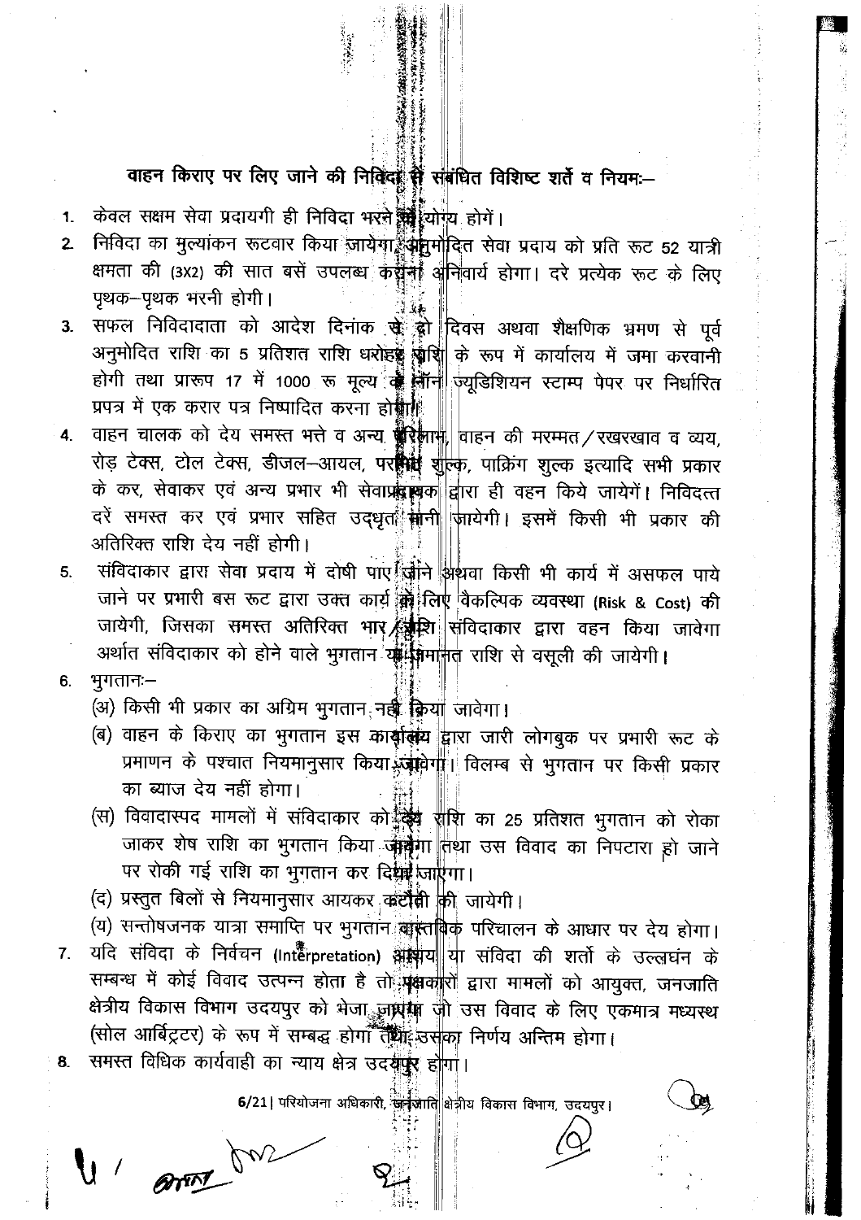## वाहन किराए पर लिए जाने की निविदा से संबंधित विशिष्ट शर्तें व नियमः–

1. केवल सक्षम सेवा प्रदायगी ही निविदा भरने को योग्य होगें।
2. निविदा का मुल्यांकन रूटवार किया जायेगा, अनुमोदित सेवा प्रदाय को प्रति रूट 52 यात्री क्षमता की (3X2) की सात बसें उपलब्ध कराना अनिवार्य होगा। दरे प्रत्येक रूट के लिए पृथक–पृथक भरनी होगी।
3. सफल निविदादाता को आदेश दिनांक से दो दिवस अथवा शैक्षणिक भ्रमण से पूर्व अनुमोदित राशि का 5 प्रतिशत राशि धरोहर राशि के रूप में कार्यालय में जमा करवानी होगी तथा प्रारूप 17 में 1000 रू मूल्य के नॉन ज्यूडिशियन स्टाम्प पेपर पर निर्धारित प्रपत्र में एक करार पत्र निष्पादित करना होगा।
4. वाहन चालक को देय समस्त भत्ते व अन्य परिलाभ, वाहन की मरम्मत/रखरखाव व व्यय, रोड़ टेक्स, टोल टेक्स, डीजल–आयल, परमिट शुल्क, पार्किंग शुल्क इत्यादि सभी प्रकार के कर, सेवाकर एवं अन्य प्रभार भी सेवाप्रदायक द्वारा ही वहन किये जायेगें। निविदत्त दरें समस्त कर एवं प्रभार सहित उद्धृत मानी जायेगी। इसमें किसी भी प्रकार की अतिरिक्त राशि देय नहीं होगी।
5. संविदाकार द्वारा सेवा प्रदाय में दोषी पाए जाने अथवा किसी भी कार्य में असफल पाये जाने पर प्रभारी बस रूट द्वारा उक्त कार्य के लिए वैकल्पिक व्यवस्था (Risk & Cost) की जायेगी, जिसका समस्त अतिरिक्त भार/राशि संविदाकार द्वारा वहन किया जावेगा अर्थात संविदाकार को होने वाले भुगतान या अमानत राशि से वसूली की जायेगी।
6. भुगतानः–
   (अ) किसी भी प्रकार का अग्रिम भुगतान नहीं किया जावेगा।
   (ब) वाहन के किराए का भुगतान इस कार्यालय द्वारा जारी लोगबुक पर प्रभारी रूट के प्रमाणन के पश्चात नियमानुसार किया जावेगा। विलम्ब से भुगतान पर किसी प्रकार का ब्याज देय नहीं होगा।
   (स) विवादास्पद मामलों में संविदाकार को देय राशि का 25 प्रतिशत भुगतान को रोका जाकर शेष राशि का भुगतान किया जावेगा तथा उस विवाद का निपटारा हो जाने पर रोकी गई राशि का भुगतान कर दिया जाएगा।
   (द) प्रस्तुत बिलों से नियमानुसार आयकर कटौती की जायेगी।
   (य) सन्तोषजनक यात्रा समाप्ति पर भुगतान वास्तविक परिचालन के आधार पर देय होगा।
7. यदि संविदा के निर्वचन (Interpretation) आशय या संविदा की शर्तो के उल्लघंन के सम्बन्ध में कोई विवाद उत्पन्न होता है तो पक्षकारों द्वारा मामलों को आयुक्त, जनजाति क्षेत्रीय विकास विभाग उदयपुर को भेजा जायेगा जो उस विवाद के लिए एकमात्र मध्यस्थ (सोल आर्बिट्रटर) के रूप में सम्बद्ध होगा तथा उसका निर्णय अन्तिम होगा।
8. समस्त विधिक कार्यवाही का न्याय क्षेत्र उदयपुर होगा।

6/21 | परियोजना अधिकारी, जनजाति क्षेत्रीय विकास विभाग, उदयपुर।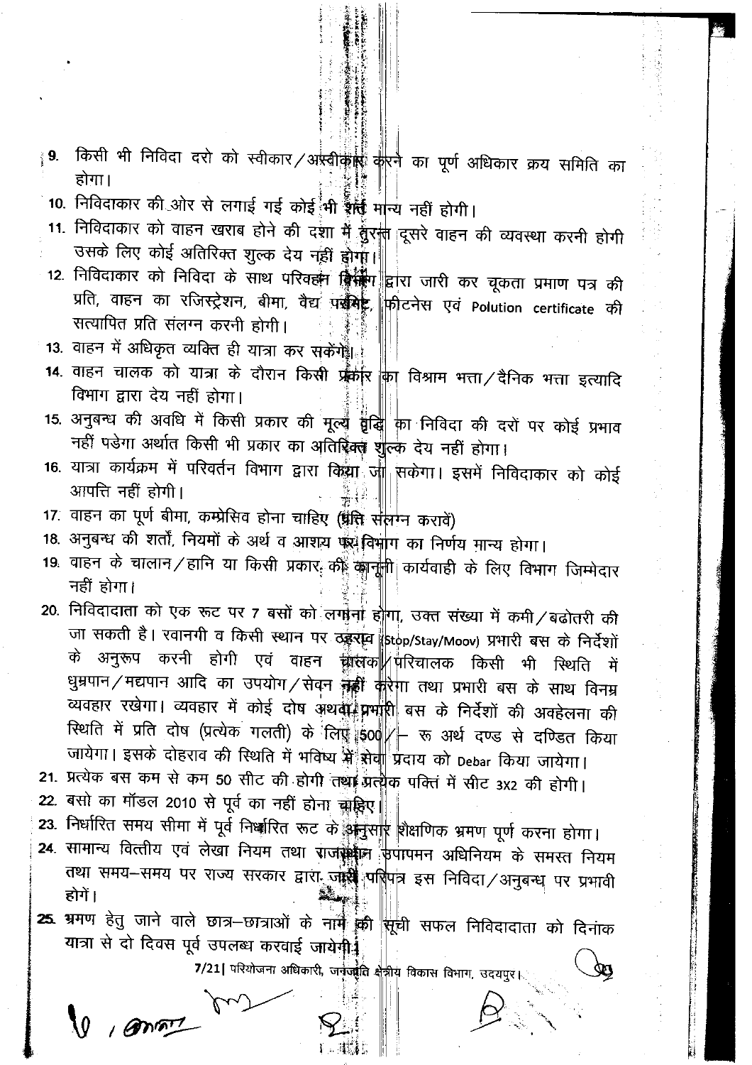9. किसी भी निविदा दरो को स्वीकार/अस्वीकार करने का पूर्ण अधिकार क्रय समिति का होगा।
10. निविदाकार की ओर से लगाई गई कोई भी शर्त मान्य नहीं होगी।
11. निविदाकार को वाहन खराब होने की दशा में तुरन्त दूसरे वाहन की व्यवस्था करनी होगी उसके लिए कोई अतिरिक्त शुल्क देय नहीं होगा।
12. निविदाकार को निविदा के साथ परिवहन विभाग द्वारा जारी कर चूकता प्रमाण पत्र की प्रति, वाहन का रजिस्ट्रेशन, बीमा, वैद्य परमिट, फीटनेस एवं Polution certificate की सत्यापित प्रति संलग्न करनी होगी।
13. वाहन में अधिकृत व्यक्ति ही यात्रा कर सकेंगे।
14. वाहन चालक को यात्रा के दौरान किसी प्रकार का विश्राम भत्ता/दैनिक भत्ता इत्यादि विभाग द्वारा देय नहीं होगा।
15. अनुबन्ध की अवधि में किसी प्रकार की मूल्य वृद्धि का निविदा की दरों पर कोई प्रभाव नहीं पडेगा अर्थात किसी भी प्रकार का अतिरिक्त शुल्क देय नहीं होगा।
16. यात्रा कार्यक्रम में परिवर्तन विभाग द्वारा किया जा सकेगा। इसमें निविदाकार को कोई आपत्ति नहीं होगी।
17. वाहन का पूर्ण बीमा, कम्प्रेसिव होना चाहिए (प्रति संलग्न करावें)
18. अनुबन्ध की शर्तों, नियमों के अर्थ व आशय पर विभाग का निर्णय मान्य होगा।
19. वाहन के चालान/हानि या किसी प्रकार की कानूनी कार्यवाही के लिए विभाग जिम्मेदार नहीं होगा।
20. निविदादाता को एक रूट पर 7 बसों को लगाना होगा, उक्त संख्या में कमी/बढोतरी की जा सकती है। रवानगी व किसी स्थान पर ठहराव (Stop/Stay/Moov) प्रभारी बस के निर्देशों के अनुरूप करनी होगी एवं वाहन चालक/परिचालक किसी भी स्थिति में धुम्रपान/मद्यपान आदि का उपयोग/सेवन नहीं करेगा तथा प्रभारी बस के साथ विनम्र व्यवहार रखेगा। व्यवहार में कोई दोष अथवा प्रभारी बस के निर्देशों की अवहेलना की स्थिति में प्रति दोष (प्रत्येक गलती) के लिए 500/- रू अर्थ दण्ड से दण्डित किया जायेगा। इसके दोहराव की स्थिति में भविष्य में सेवा प्रदाय को Debar किया जायेगा।
21. प्रत्येक बस कम से कम 50 सीट की होगी तथा प्रत्येक पक्ति में सीट 3X2 की होगी।
22. बसो का मॉडल 2010 से पूर्व का नहीं होना चाहिए।
23. निर्धारित समय सीमा में पूर्व निर्धारित रूट के अनुसार शैक्षणिक भ्रमण पूर्ण करना होगा।
24. सामान्य वित्तीय एवं लेखा नियम तथा राजस्थान उपापमन अधिनियम के समस्त नियम तथा समय-समय पर राज्य सरकार द्वारा जारी परिपत्र इस निविदा/अनुबन्ध पर प्रभावी होगें।
25. भ्रमण हेतु जाने वाले छात्र-छात्राओं के नाम की सूची सफल निविदादाता को दिनांक यात्रा से दो दिवस पूर्व उपलब्ध करवाई जायेगी।

7/21| परियोजना अधिकारी, जनजाति क्षेत्रीय विकास विभाग, उदयपुर।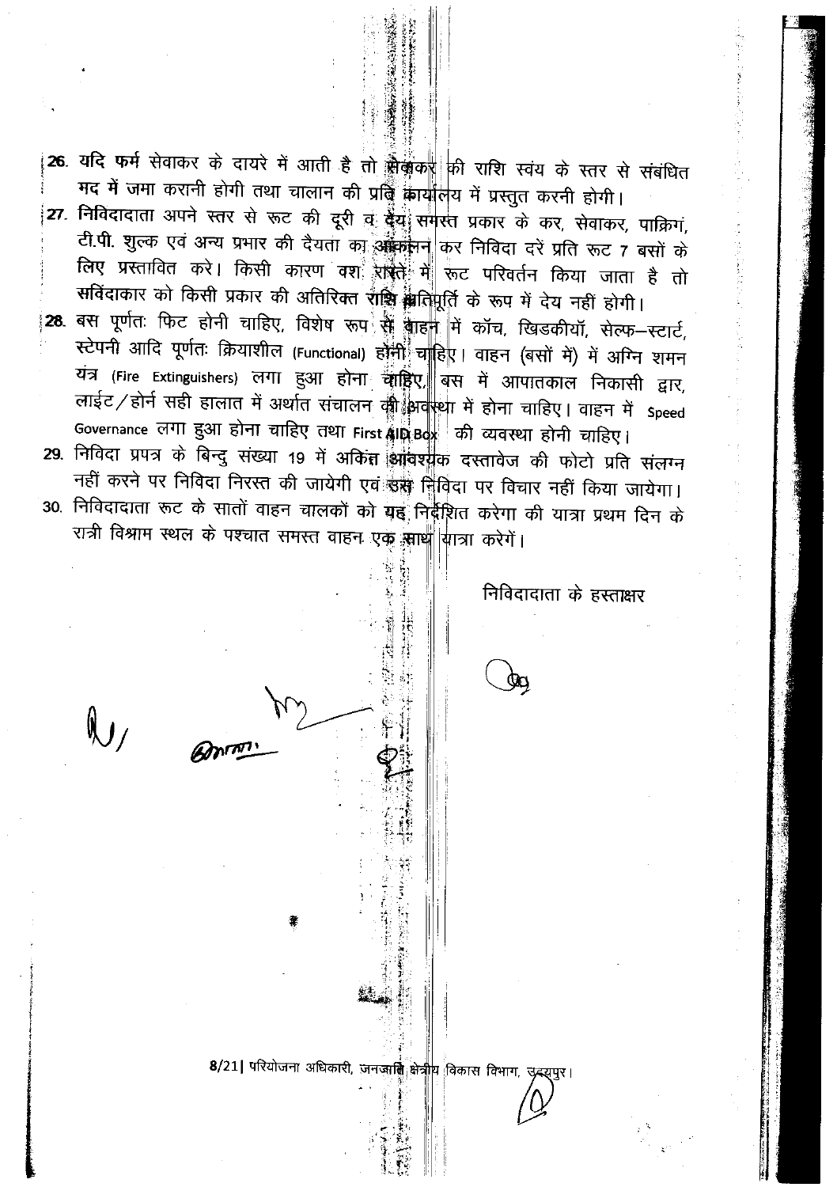26. यदि फर्म सेवाकर के दायरे में आती है तो सेवाकर की राशि स्वयं के स्तर से संबंधित मद में जमा करानी होगी तथा चालान की प्रति कार्यालय में प्रस्तुत करनी होगी।
27. निविदादाता अपने स्तर से रूट की दूरी व देय समस्त प्रकार के कर, सेवाकर, पार्किंग, टी.पी. शुल्क एवं अन्य प्रभार की दैयता का आंकलन कर निविदा दरें प्रति रूट 7 बसों के लिए प्रस्तावित करे। किसी कारण वश रास्ते में रूट परिवर्तन किया जाता है तो संविदाकार को किसी प्रकार की अतिरिक्त राशि क्षतिपूर्ति के रूप में देय नहीं होगी।
28. बस पूर्णतः फिट होनी चाहिए, विशेष रूप से वाहन में कॉच, खिडकीयॉ, सेल्फ–स्टार्ट, स्टेपनी आदि पूर्णतः क्रियाशील (Functional) होनी चाहिए। वाहन (बसों में) में अग्नि शमन यंत्र (Fire Extinguishers) लगा हुआ होना चाहिए, बस में आपातकाल निकासी द्वार, लाईट/होर्न सही हालात में अर्थात संचालन की अवस्था में होना चाहिए। वाहन में Speed Governance लगा हुआ होना चाहिए तथा First AID Box की व्यवस्था होनी चाहिए।
29. निविदा प्रपत्र के बिन्दु संख्या 19 में अकिंत आवश्यक दस्तावेज की फोटो प्रति संलग्न नहीं करने पर निविदा निरस्त की जायेगी एवं उस निविदा पर विचार नहीं किया जायेगा।
30. निविदादाता रूट के सातों वाहन चालकों को यह निर्देशित करेगा की यात्रा प्रथम दिन के रात्री विश्राम स्थल के पश्चात समस्त वाहन एक साथ यात्रा करेगें।

निविदादाता के हस्ताक्षर

8/21| परियोजना अधिकारी, जनजाति क्षेत्रीय विकास विभाग, उदयपुर।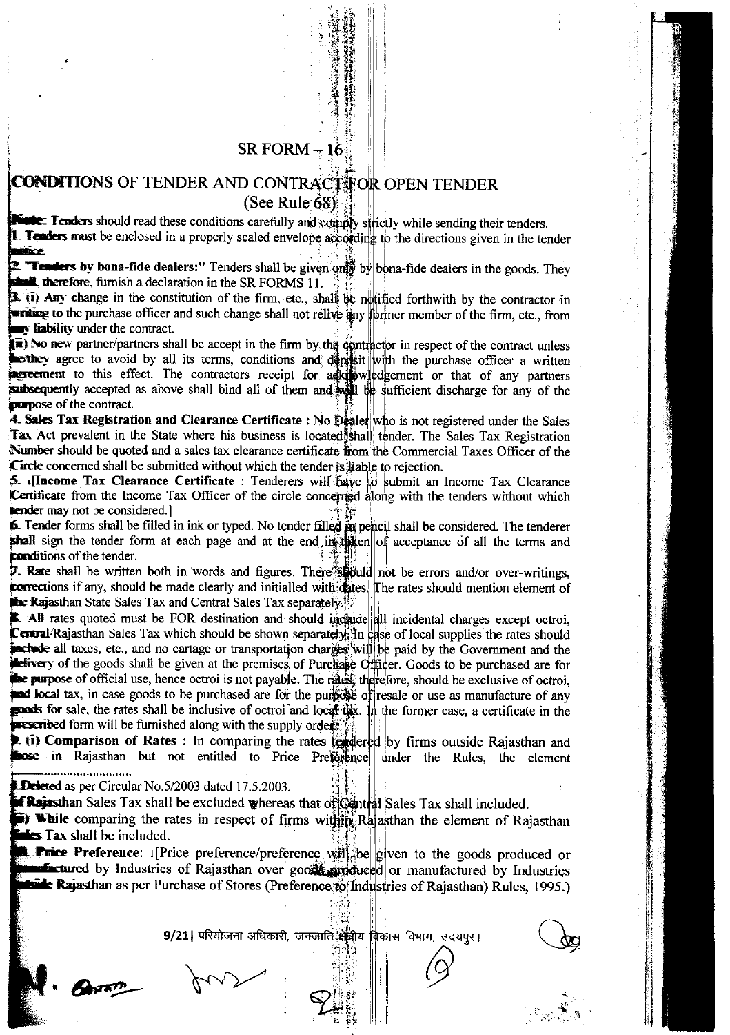## SR FORM – 16

### CONDITIONS OF TENDER AND CONTRACT FOR OPEN TENDER
(See Rule 68)

**Note:** **Tenders** should read these conditions carefully and comply strictly while sending their tenders.

**1. Tenders** must be enclosed in a properly sealed envelope according to the directions given in the tender notice.

**2. "Tenders by bona-fide dealers:"** Tenders shall be given only by bona-fide dealers in the goods. They shall, therefore, furnish a declaration in the SR FORMS 11.

**3. (i)** Any change in the constitution of the firm, etc., shall be notified forthwith by the contractor in writing to the purchase officer and such change shall not relive any former member of the firm, etc., from any liability under the contract.

**(ii)** No new partner/partners shall be accept in the firm by the contractor in respect of the contract unless he/they agree to avoid by all its terms, conditions and deposit with the purchase officer a written agreement to this effect. The contractors receipt for acknowledgement or that of any partners subsequently accepted as above shall bind all of them and will be sufficient discharge for any of the purpose of the contract.

**4. Sales Tax Registration and Clearance Certificate :** No Dealer who is not registered under the Sales Tax Act prevalent in the State where his business is located shall tender. The Sales Tax Registration Number should be quoted and a sales tax clearance certificate from the Commercial Taxes Officer of the Circle concerned shall be submitted without which the tender is liable to rejection.

**5.** 1[**Income Tax Clearance Certificate** : Tenderers will have to submit an Income Tax Clearance Certificate from the Income Tax Officer of the circle concerned along with the tenders without which tender may not be considered.]

**6.** Tender forms shall be filled in ink or typed. No tender filled in pencil shall be considered. The tenderer shall sign the tender form at each page and at the end in token of acceptance of all the terms and conditions of the tender.

**7. Rate** shall be written both in words and figures. There should not be errors and/or over-writings, corrections if any, should be made clearly and initialled with dates. The rates should mention element of the Rajasthan State Sales Tax and Central Sales Tax separately.

**8. All** rates quoted must be FOR destination and should include all incidental charges except octroi, Central/Rajasthan Sales Tax which should be shown separately. In case of local supplies the rates should include all taxes, etc., and no cartage or transportation charges will be paid by the Government and the delivery of the goods shall be given at the premises of Purchase Officer. Goods to be purchased are for the purpose of official use, hence octroi is not payable. The rates, therefore, should be exclusive of octroi, and local tax, in case goods to be purchased are for the purpose of resale or use as manufacture of any goods for sale, the rates shall be inclusive of octroi and local tax. In the former case, a certificate in the prescribed form will be furnished along with the supply order.

**9. (i) Comparison of Rates :** In comparing the rates tendered by firms outside Rajasthan and those in Rajasthan but not entitled to Price Preference under the Rules, the element of Rajasthan Sales Tax shall be excluded whereas that of Central Sales Tax shall included.

**(ii) While** comparing the rates in respect of firms within Rajasthan the element of Rajasthan Sales Tax shall be included.

**10. Price Preference:** 1[Price preference/preference will be given to the goods produced or manufactured by Industries of Rajasthan over goods produced or manufactured by Industries outside Rajasthan as per Purchase of Stores (Preference to Industries of Rajasthan) Rules, 1995.)

1 Deleted as per Circular No.5/2003 dated 17.5.2003.

9/21| परियोजना अधिकारी, जनजाति क्षेत्रीय विकास विभाग, उदयपुर।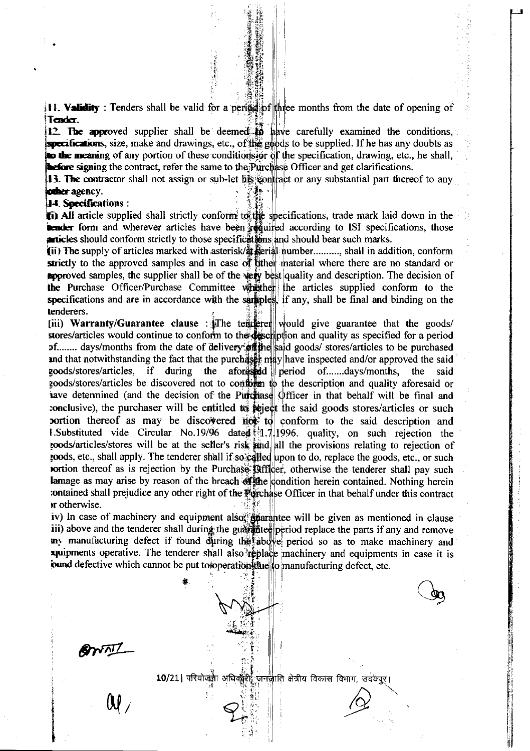**11. Validity** : Tenders shall be valid for a period of three months from the date of opening of Tender.

**12. The approved** supplier shall be deemed to have carefully examined the conditions, specifications, size, make and drawings, etc., of the goods to be supplied. If he has any doubts as to the meaning of any portion of these conditions or of the specification, drawing, etc., he shall, before signing the contract, refer the same to the Purchase Officer and get clarifications.

**13. The contractor** shall not assign or sub-let his contract or any substantial part thereof to any other agency.

**14. Specifications** :

(i) All article supplied shall strictly conform to the specifications, trade mark laid down in the tender form and wherever articles have been required according to ISI specifications, those articles should conform strictly to those specifications and should bear such marks.

(ii) The supply of articles marked with asterisk/at serial number.........., shall in addition, conform strictly to the approved samples and in case of other material where there are no standard or approved samples, the supplier shall be of the very best quality and description. The decision of the Purchase Officer/Purchase Committee whether the articles supplied conform to the specifications and are in accordance with the samples, if any, shall be final and binding on the tenderers.

(iii) **Warranty/Guarantee clause** : [1]The tenderer would give guarantee that the goods/ stores/articles would continue to conform to the description and quality as specified for a period of........ days/months from the date of delivery of the said goods/ stores/articles to be purchased and that notwithstanding the fact that the purchaser may have inspected and/or approved the said goods/stores/articles, if during the aforesaid period of.......days/months, the said goods/stores/articles be discovered not to conform to the description and quality aforesaid or have determined (and the decision of the Purchase Officer in that behalf will be final and conclusive), the purchaser will be entitled to reject the said goods stores/articles or such portion thereof as may be discovered not to conform to the said description and quality, on such rejection the goods/articles/stores will be at the seller's risk and all the provisions relating to rejection of goods, etc., shall apply. The tenderer shall if so called upon to do, replace the goods, etc., or such portion thereof as is rejection by the Purchase Officer, otherwise the tenderer shall pay such damage as may arise by reason of the breach of the condition herein contained. Nothing herein contained shall prejudice any other right of the Purchase Officer in that behalf under this contract or otherwise.

[1] Substituted vide Circular No.19/96 dated 1.7.1996.

iv) In case of machinery and equipment also, guarantee will be given as mentioned in clause iii) above and the tenderer shall during the guarantee period replace the parts if any and remove any manufacturing defect if found during the above period so as to make machinery and equipments operative. The tenderer shall also replace machinery and equipments in case it is found defective which cannot be put to operation due to manufacturing defect, etc.

10/21 | परियोजना अधिकारी, जनजाति क्षेत्रीय विकास विभाग, उदयपुर।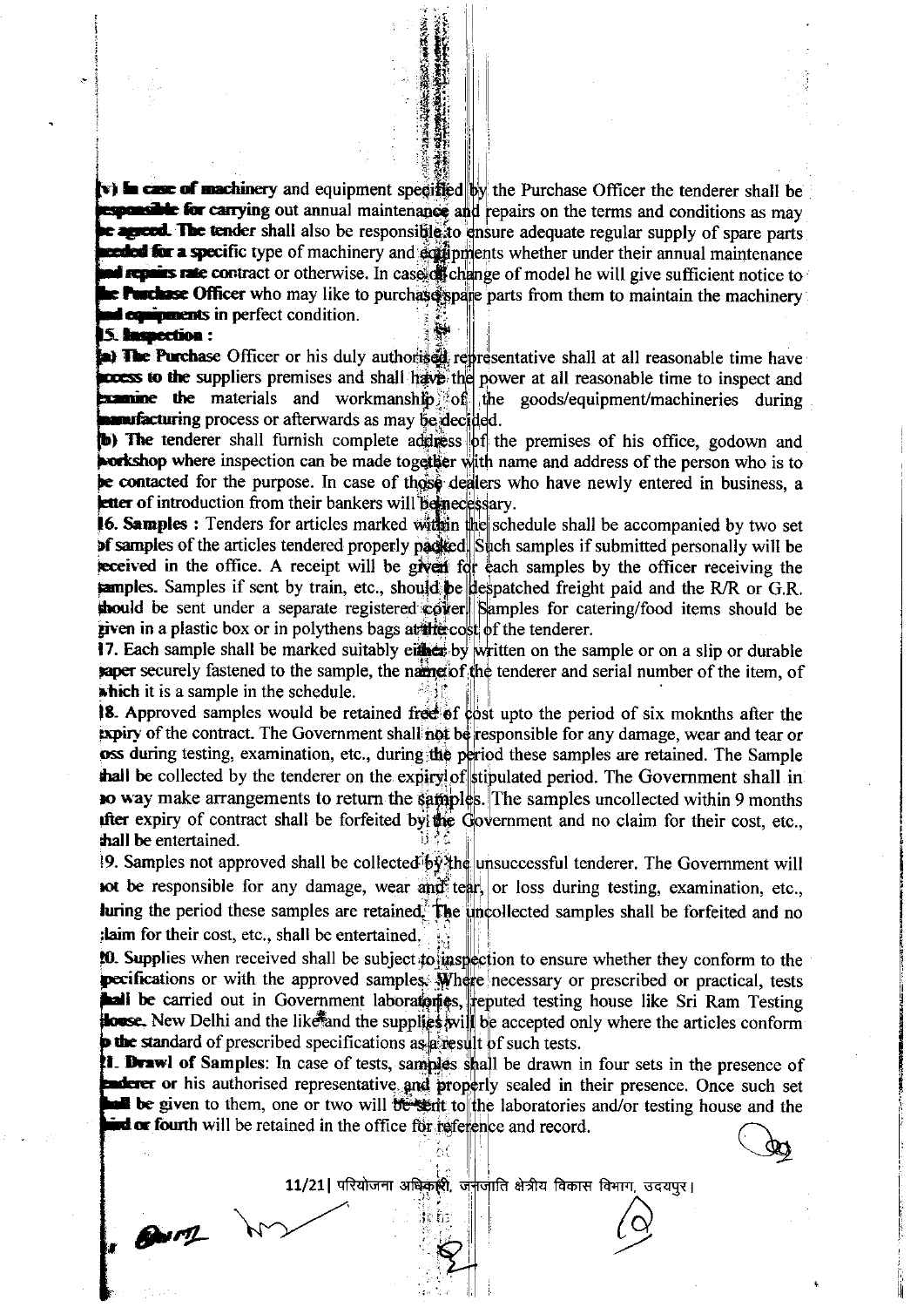(v) In case of machinery and equipment specified by the Purchase Officer the tenderer shall be responsible for carrying out annual maintenance and repairs on the terms and conditions as may be agreed. The tender shall also be responsible to ensure adequate regular supply of spare parts needed for a specific type of machinery and equipments whether under their annual maintenance and repairs rate contract or otherwise. In case of change of model he will give sufficient notice to the Purchase Officer who may like to purchase spare parts from them to maintain the machinery and equipments in perfect condition.

**15. Inspection :**

(a) The Purchase Officer or his duly authorised representative shall at all reasonable time have access to the suppliers premises and shall have the power at all reasonable time to inspect and examine the materials and workmanship of the goods/equipment/machineries during manufacturing process or afterwards as may be decided.

(b) The tenderer shall furnish complete address of the premises of his office, godown and workshop where inspection can be made together with name and address of the person who is to be contacted for the purpose. In case of those dealers who have newly entered in business, a letter of introduction from their bankers will be necessary.

**16. Samples :** Tenders for articles marked within the schedule shall be accompanied by two set of samples of the articles tendered properly packed. Such samples if submitted personally will be received in the office. A receipt will be given for each samples by the officer receiving the samples. Samples if sent by train, etc., should be despatched freight paid and the R/R or G.R. should be sent under a separate registered cover. Samples for catering/food items should be given in a plastic box or in polythens bags at the cost of the tenderer.

17. Each sample shall be marked suitably either by written on the sample or on a slip or durable paper securely fastened to the sample, the name of the tenderer and serial number of the item, of which it is a sample in the schedule.

18. Approved samples would be retained free of cost upto the period of six moknths after the expiry of the contract. The Government shall not be responsible for any damage, wear and tear or loss during testing, examination, etc., during the period these samples are retained. The Sample shall be collected by the tenderer on the expiry of stipulated period. The Government shall in no way make arrangements to return the samples. The samples uncollected within 9 months after expiry of contract shall be forfeited by the Government and no claim for their cost, etc., shall be entertained.

19. Samples not approved shall be collected by the unsuccessful tenderer. The Government will not be responsible for any damage, wear and tear, or loss during testing, examination, etc., during the period these samples are retained. The uncollected samples shall be forfeited and no claim for their cost, etc., shall be entertained.

20. Supplies when received shall be subject to inspection to ensure whether they conform to the specifications or with the approved samples. Where necessary or prescribed or practical, tests shall be carried out in Government laboratories, reputed testing house like Sri Ram Testing House, New Delhi and the like and the supplies will be accepted only where the articles conform to the standard of prescribed specifications as a result of such tests.

**21. Drawl of Samples:** In case of tests, samples shall be drawn in four sets in the presence of tenderer or his authorised representative and properly sealed in their presence. Once such set shall be given to them, one or two will be sent to the laboratories and/or testing house and the third or fourth will be retained in the office for reference and record.

11/21| परियोजना अधिकारी, जनजाति क्षेत्रीय विकास विभाग, उदयपुर।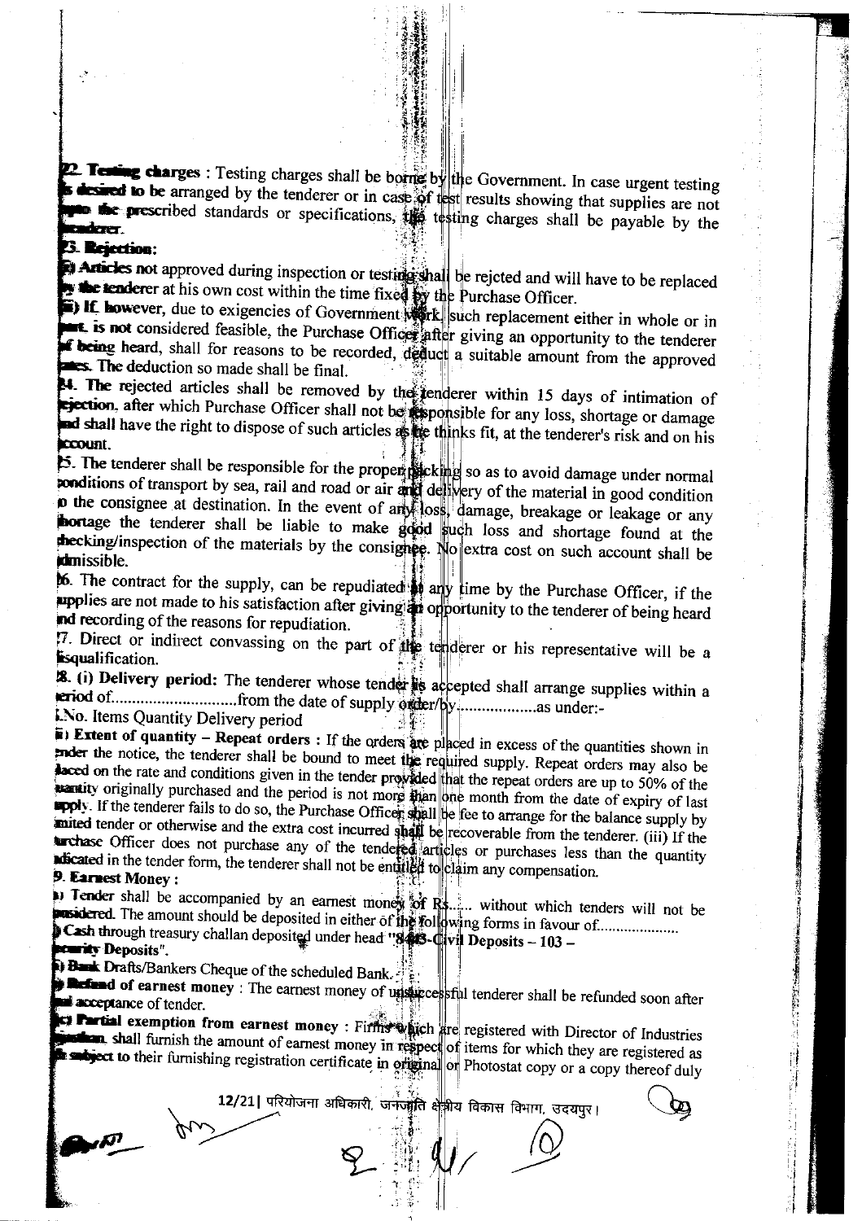22. **Testing charges** : Testing charges shall be borne by the Government. In case urgent testing is desired to be arranged by the tenderer or in case of test results showing that supplies are not upto the prescribed standards or specifications, the testing charges shall be payable by the tenderer.

23. **Rejection:**

(i) Articles not approved during inspection or testing shall be rejcted and will have to be replaced by the tenderer at his own cost within the time fixed by the Purchase Officer.

(ii) If, however, due to exigencies of Government work, such replacement either in whole or in part, is not considered feasible, the Purchase Officer after giving an opportunity to the tenderer of being heard, shall for reasons to be recorded, deduct a suitable amount from the approved rates. The deduction so made shall be final.

24. The rejected articles shall be removed by the tenderer within 15 days of intimation of rejection, after which Purchase Officer shall not be responsible for any loss, shortage or damage and shall have the right to dispose of such articles as he thinks fit, at the tenderer's risk and on his account.

25. The tenderer shall be responsible for the proper packing so as to avoid damage under normal conditions of transport by sea, rail and road or air and delivery of the material in good condition to the consignee at destination. In the event of any loss, damage, breakage or leakage or any shortage the tenderer shall be liable to make good such loss and shortage found at the checking/inspection of the materials by the consignee. No extra cost on such account shall be admissible.

26. The contract for the supply, can be repudiated at any time by the Purchase Officer, if the supplies are not made to his satisfaction after giving an opportunity to the tenderer of being heard and recording of the reasons for repudiation.

27. Direct or indirect convassing on the part of the tenderer or his representative will be a disqualification.

28. (i) **Delivery period:** The tenderer whose tender is accepted shall arrange supplies within a period of.............................from the date of supply order/by..................as under:-

S.No. Items Quantity Delivery period

(ii) **Extent of quantity – Repeat orders** : If the orders are placed in excess of the quantities shown in under the notice, the tenderer shall be bound to meet the required supply. Repeat orders may also be placed on the rate and conditions given in the tender provided that the repeat orders are up to 50% of the quantity originally purchased and the period is not more than one month from the date of expiry of last supply. If the tenderer fails to do so, the Purchase Officer shall be fee to arrange for the balance supply by limited tender or otherwise and the extra cost incurred shall be recoverable from the tenderer. (iii) If the Purchase Officer does not purchase any of the tendered articles or purchases less than the quantity indicated in the tender form, the tenderer shall not be entitled to claim any compensation.

29. **Earnest Money :**

(a) Tender shall be accompanied by an earnest money of Rs...... without which tenders will not be considered. The amount should be deposited in either of the following forms in favour of....................

(i) Cash through treasury challan deposited under head "8443-Civil Deposits – 103 – Security Deposits".

(ii) Bank Drafts/Bankers Cheque of the scheduled Bank.

(b) **Refund of earnest money** : The earnest money of unsuccessful tenderer shall be refunded soon after final acceptance of tender.

(c) **Partial exemption from earnest money** : Firms which are registered with Director of Industries Rajasthan shall furnish the amount of earnest money in respect of items for which they are registered as ... subject to their furnishing registration certificate in original or Photostat copy or a copy thereof duly

12/21| परियोजना अधिकारी, जनजाति क्षेत्रीय विकास विभाग, उदयपुर।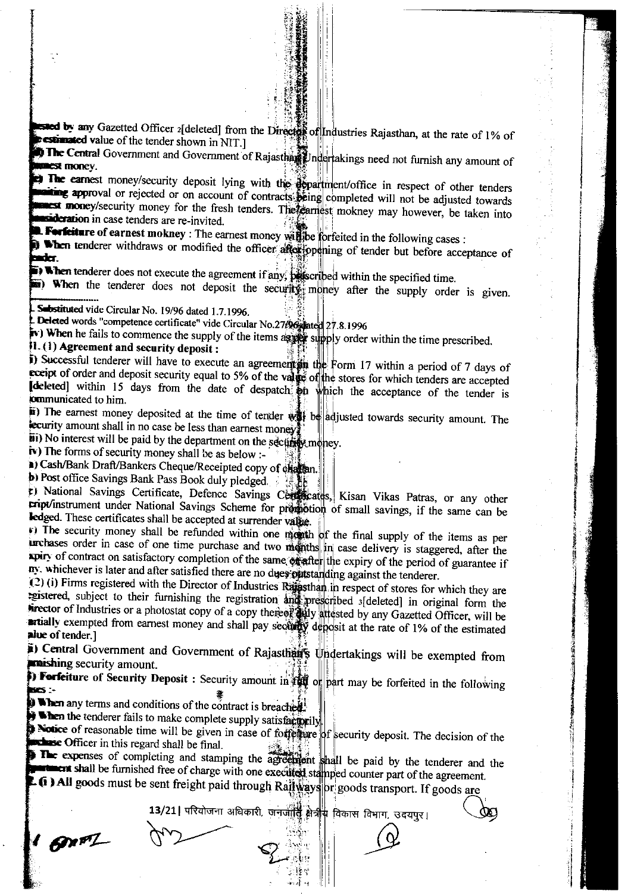attested by any Gazetted Officer 2[deleted] from the Director of Industries Rajasthan, at the rate of 1% of the estimated value of the tender shown in NIT.]

(ii) The Central Government and Government of Rajasthan Undertakings need not furnish any amount of earnest money.

(c) The earnest money/security deposit lying with the department/office in respect of other tenders awaiting approval or rejected or on account of contracts being completed will not be adjusted towards earnest money/security money for the fresh tenders. The earnest mokney may however, be taken into consideration in case tenders are re-invited.

**10. Forfeiture of earnest mokney** : The earnest money will be forfeited in the following cases :

(i) When tenderer withdraws or modified the officer after opening of tender but before acceptance of tender.

(ii) When tenderer does not execute the agreement if any, prescribed within the specified time.

(iii) When the tenderer does not deposit the security money after the supply order is given.

---

1. Substituted vide Circular No. 19/96 dated 1.7.1996.
2. Deleted words "competence certificate" vide Circular No.27/96 dated 27.8.1996

(iv) When he fails to commence the supply of the items as per supply order within the time prescribed.

**11. (1) Agreement and security deposit :**

i) Successful tenderer will have to execute an agreement in the Form 17 within a period of 7 days of receipt of order and deposit security equal to 5% of the value of the stores for which tenders are accepted [deleted] within 15 days from the date of despatch on which the acceptance of the tender is communicated to him.

ii) The earnest money deposited at the time of tender will be adjusted towards security amount. The security amount shall in no case be less than earnest money.

iii) No interest will be paid by the department on the security money.

iv) The forms of security money shall be as below :-

a) Cash/Bank Draft/Bankers Cheque/Receipted copy of challan.

b) Post office Savings Bank Pass Book duly pledged.

c) National Savings Certificate, Defence Savings Certificates, Kisan Vikas Patras, or any other script/instrument under National Savings Scheme for promotion of small savings, if the same can be pledged. These certificates shall be accepted at surrender value.

v) The security money shall be refunded within one month of the final supply of the items as per purchases order in case of one time purchase and two months in case delivery is staggered, after the expiry of contract on satisfactory completion of the same, or after the expiry of the period of guarantee if any, whichever is later and after satisfied there are no dues outstanding against the tenderer.

(2) (i) Firms registered with the Director of Industries Rajasthan in respect of stores for which they are registered, subject to their furnishing the registration and prescribed 3[deleted] in original form the Director of Industries or a photostat copy of a copy thereof duly attested by any Gazetted Officer, will be partially exempted from earnest money and shall pay security deposit at the rate of 1% of the estimated value of tender.]

(ii) Central Government and Government of Rajasthan's Undertakings will be exempted from furnishing security amount.

(3) **Forfeiture of Security Deposit** : Security amount in full or part may be forfeited in the following cases :-

(i) When any terms and conditions of the contract is breached.

(ii) When the tenderer fails to make complete supply satisfactorily.

(iii) Notice of reasonable time will be given in case of forfeiture of security deposit. The decision of the Purchase Officer in this regard shall be final.

(4) The expenses of completing and stamping the agreement shall be paid by the tenderer and the department shall be furnished free of charge with one executed stamped counter part of the agreement.

**12. (i)** All goods must be sent freight paid through Railways or goods transport. If goods are

13/21| परियोजना अधिकारी, जनजाति क्षेत्रीय विकास विभाग, उदयपुर।